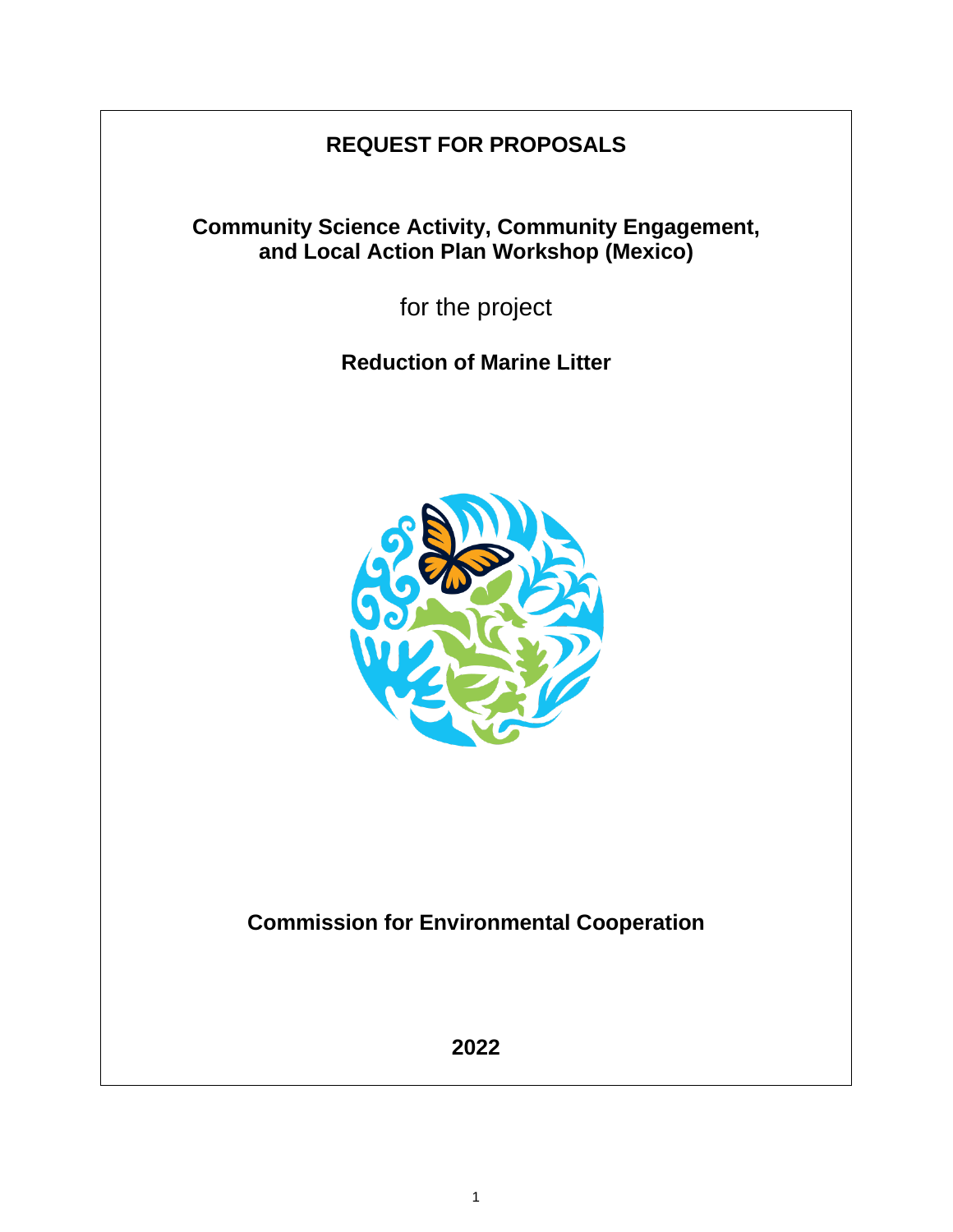# REQUEST FOR PROPOSALS

## Community Science Activity, Community Engagement, and Local Action Plan Workshop (Mexico)

for the project

## Reduction of Marine Litter

**Commission for Environmental Cooperation**

**2022**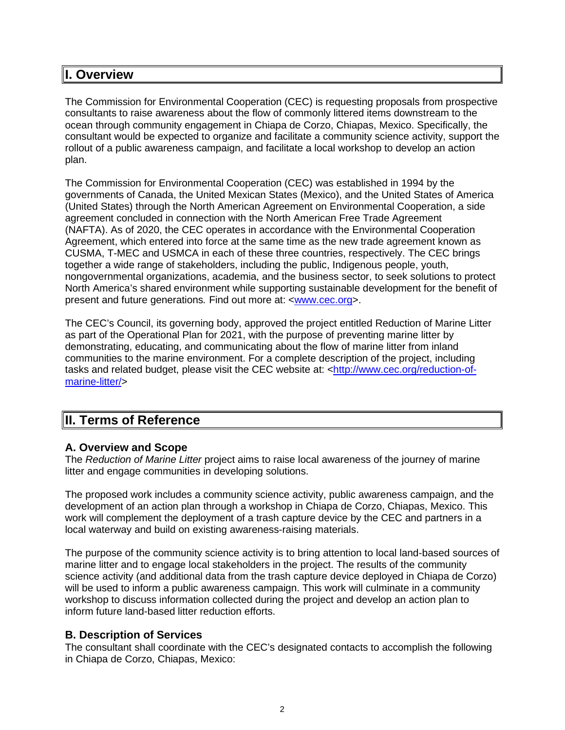## I. Overview

The Commission for Environmental Cooperation (CEC) is requesting proposals from prospective consultants to raise awareness about the flow of commonly littered items downstream to the ocean through community engagement in Chiapa de Corzo, Chiapas, Mexico. Specifically, the consultant would be expected to organize and facilitate a community science activity, support the rollout of a public awareness campaign, and facilitate a local workshop to develop an action plan.

The Commission for Environmental Cooperation (CEC) was established in 1994 by the governments of Canada, the United Mexican States (Mexico), and the United States of America (United States) through the North American Agreement on Environmental Cooperation, a side agreement concluded in connection with the North American Free Trade Agreement (NAFTA). As of 2020, the CEC operates in accordance with the Environmental Cooperation Agreement, which entered into force at the same time as the new trade agreement known as CUSMA, T-MEC and USMCA in each of these three countries, respectively. The CEC brings together a wide range of stakeholders, including the public, Indigenous people, youth, nongovernmental organizations, academia, and the business sector, to seek solutions to protect North America's shared environment while supporting sustainable development for the benefit of present and future generations. Find out more at: <[www.cec.org](http://www.cec.org)>.

The CEC's Council, its governing body, approved the project entitled Reduction of Marine Litter as part of the Operational Plan for 2021, with the purpose of preventing marine litter by demonstrating, educating, and communicating about the flow of marine litter from inland communities to the marine environment. For a complete description of the project, including tasks and related budget, please visit the CEC website at: <[http://www.cec.org/reduction-of-marine-litter/](http://www.cec.org/reduction-of-marine-litter/)>

## II. Terms of Reference

### A. Overview and Scope

The *Reduction of Marine Litter* project aims to raise local awareness of the journey of marine litter and engage communities in developing solutions.

The proposed work includes a community science activity, public awareness campaign, and the development of an action plan through a workshop in Chiapa de Corzo, Chiapas, Mexico. This work will complement the deployment of a trash capture device by the CEC and partners in a local waterway and build on existing awareness-raising materials.

The purpose of the community science activity is to bring attention to local land-based sources of marine litter and to engage local stakeholders in the project. The results of the community science activity (and additional data from the trash capture device deployed in Chiapa de Corzo) will be used to inform a public awareness campaign. This work will culminate in a community workshop to discuss information collected during the project and develop an action plan to inform future land-based litter reduction efforts.

### B. Description of Services

The consultant shall coordinate with the CEC's designated contacts to accomplish the following in Chiapa de Corzo, Chiapas, Mexico: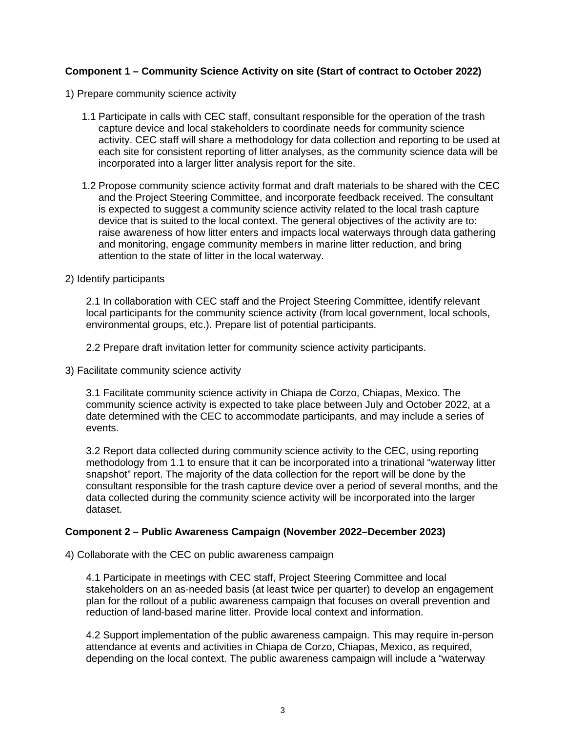**Component 1 – Community Science Activity on site (Start of contract to October 2022)**

1) Prepare community science activity

1.1 Participate in calls with CEC staff, consultant responsible for the operation of the trash capture device and local stakeholders to coordinate needs for community science activity. CEC staff will share a methodology for data collection and reporting to be used at each site for consistent reporting of litter analyses, as the community science data will be incorporated into a larger litter analysis report for the site.

1.2 Propose community science activity format and draft materials to be shared with the CEC and the Project Steering Committee, and incorporate feedback received. The consultant is expected to suggest a community science activity related to the local trash capture device that is suited to the local context. The general objectives of the activity are to: raise awareness of how litter enters and impacts local waterways through data gathering and monitoring, engage community members in marine litter reduction, and bring attention to the state of litter in the local waterway.

2) Identify participants

2.1 In collaboration with CEC staff and the Project Steering Committee, identify relevant local participants for the community science activity (from local government, local schools, environmental groups, etc.). Prepare list of potential participants.

2.2 Prepare draft invitation letter for community science activity participants.

3) Facilitate community science activity

3.1 Facilitate community science activity in Chiapa de Corzo, Chiapas, Mexico. The community science activity is expected to take place between July and October 2022, at a date determined with the CEC to accommodate participants, and may include a series of events.

3.2 Report data collected during community science activity to the CEC, using reporting methodology from 1.1 to ensure that it can be incorporated into a trinational "waterway litter snapshot" report. The majority of the data collection for the report will be done by the consultant responsible for the trash capture device over a period of several months, and the data collected during the community science activity will be incorporated into the larger dataset.

**Component 2 – Public Awareness Campaign (November 2022–December 2023)**

4) Collaborate with the CEC on public awareness campaign

4.1 Participate in meetings with CEC staff, Project Steering Committee and local stakeholders on an as-needed basis (at least twice per quarter) to develop an engagement plan for the rollout of a public awareness campaign that focuses on overall prevention and reduction of land-based marine litter. Provide local context and information.

4.2 Support implementation of the public awareness campaign. This may require in-person attendance at events and activities in Chiapa de Corzo, Chiapas, Mexico, as required, depending on the local context. The public awareness campaign will include a "waterway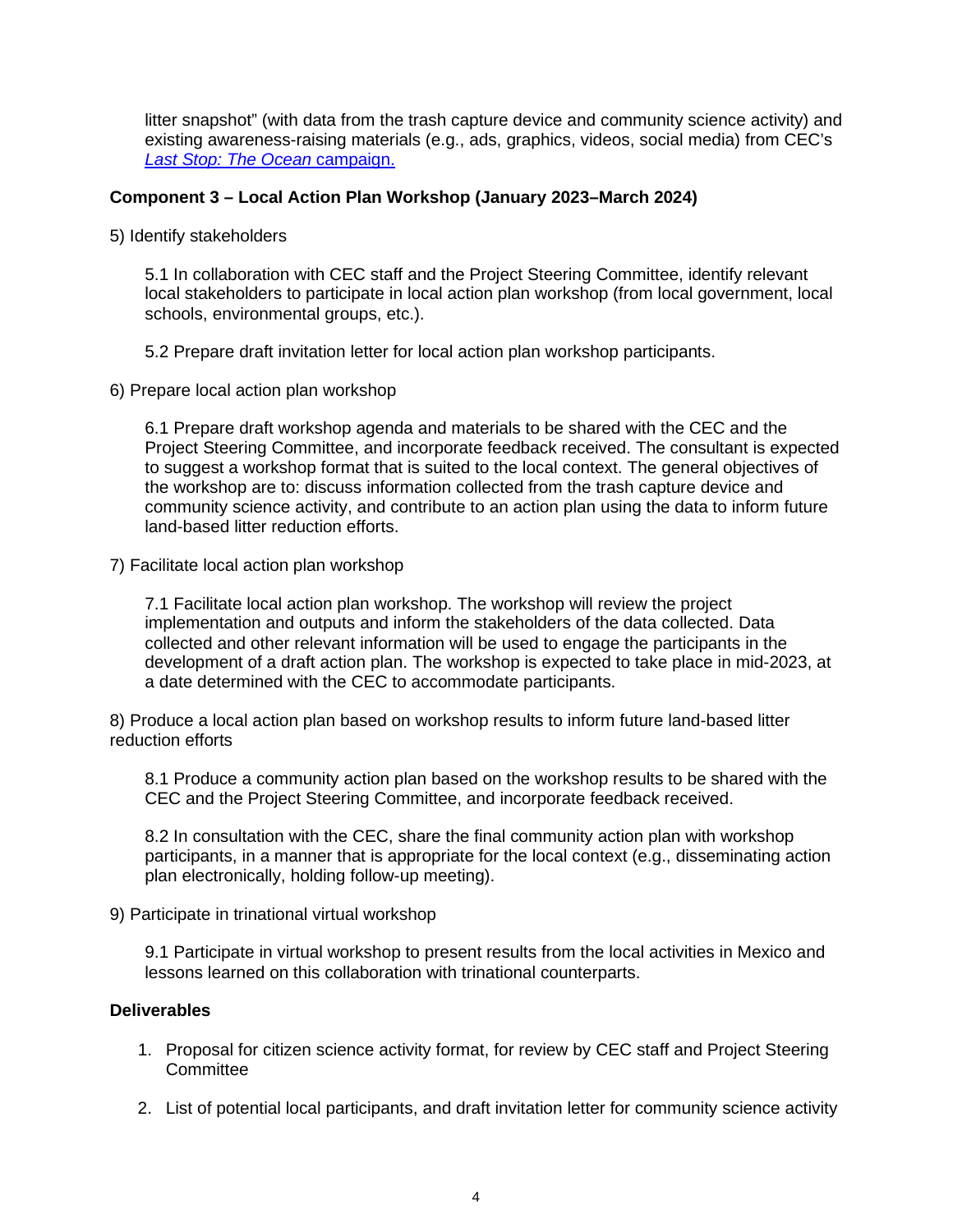litter snapshot" (with data from the trash capture device and community science activity) and existing awareness-raising materials (e.g., ads, graphics, videos, social media) from CEC's *Last Stop: The Ocean* campaign.

**Component 3 – Local Action Plan Workshop (January 2023–March 2024)**

5) Identify stakeholders

5.1 In collaboration with CEC staff and the Project Steering Committee, identify relevant local stakeholders to participate in local action plan workshop (from local government, local schools, environmental groups, etc.).

5.2 Prepare draft invitation letter for local action plan workshop participants.

6) Prepare local action plan workshop

6.1 Prepare draft workshop agenda and materials to be shared with the CEC and the Project Steering Committee, and incorporate feedback received. The consultant is expected to suggest a workshop format that is suited to the local context. The general objectives of the workshop are to: discuss information collected from the trash capture device and community science activity, and contribute to an action plan using the data to inform future land-based litter reduction efforts.

7) Facilitate local action plan workshop

7.1 Facilitate local action plan workshop. The workshop will review the project implementation and outputs and inform the stakeholders of the data collected. Data collected and other relevant information will be used to engage the participants in the development of a draft action plan. The workshop is expected to take place in mid-2023, at a date determined with the CEC to accommodate participants.

8) Produce a local action plan based on workshop results to inform future land-based litter reduction efforts

8.1 Produce a community action plan based on the workshop results to be shared with the CEC and the Project Steering Committee, and incorporate feedback received.

8.2 In consultation with the CEC, share the final community action plan with workshop participants, in a manner that is appropriate for the local context (e.g., disseminating action plan electronically, holding follow-up meeting).

9) Participate in trinational virtual workshop

9.1 Participate in virtual workshop to present results from the local activities in Mexico and lessons learned on this collaboration with trinational counterparts.

**Deliverables**

1. Proposal for citizen science activity format, for review by CEC staff and Project Steering Committee

2. List of potential local participants, and draft invitation letter for community science activity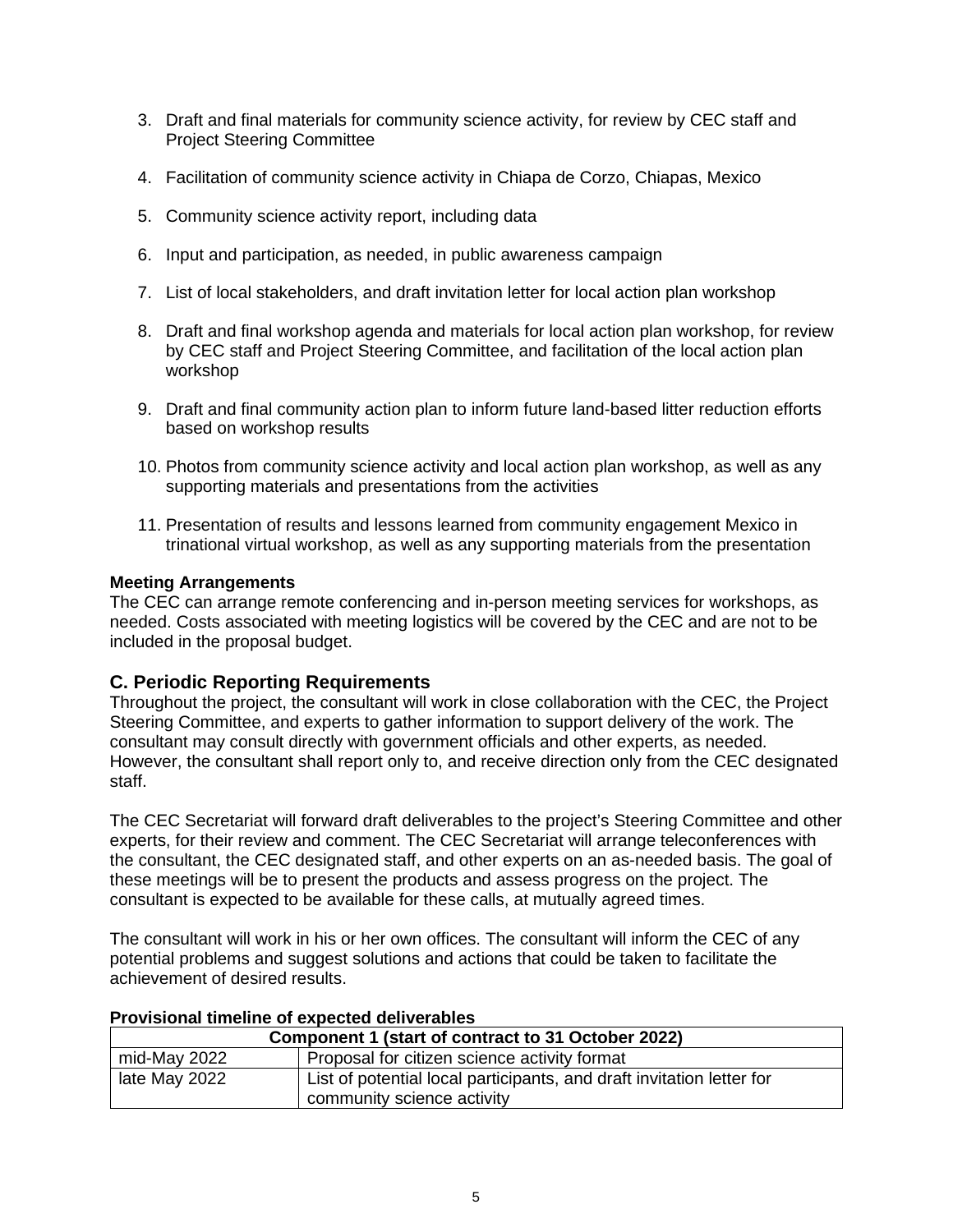3. Draft and final materials for community science activity, for review by CEC staff and Project Steering Committee

4. Facilitation of community science activity in Chiapa de Corzo, Chiapas, Mexico

5. Community science activity report, including data

6. Input and participation, as needed, in public awareness campaign

7. List of local stakeholders, and draft invitation letter for local action plan workshop

8. Draft and final workshop agenda and materials for local action plan workshop, for review by CEC staff and Project Steering Committee, and facilitation of the local action plan workshop

9. Draft and final community action plan to inform future land-based litter reduction efforts based on workshop results

10. Photos from community science activity and local action plan workshop, as well as any supporting materials and presentations from the activities

11. Presentation of results and lessons learned from community engagement Mexico in trinational virtual workshop, as well as any supporting materials from the presentation

**Meeting Arrangements**
The CEC can arrange remote conferencing and in-person meeting services for workshops, as needed. Costs associated with meeting logistics will be covered by the CEC and are not to be included in the proposal budget.

## C. Periodic Reporting Requirements

Throughout the project, the consultant will work in close collaboration with the CEC, the Project Steering Committee, and experts to gather information to support delivery of the work. The consultant may consult directly with government officials and other experts, as needed. However, the consultant shall report only to, and receive direction only from the CEC designated staff.

The CEC Secretariat will forward draft deliverables to the project's Steering Committee and other experts, for their review and comment. The CEC Secretariat will arrange teleconferences with the consultant, the CEC designated staff, and other experts on an as-needed basis. The goal of these meetings will be to present the products and assess progress on the project. The consultant is expected to be available for these calls, at mutually agreed times.

The consultant will work in his or her own offices. The consultant will inform the CEC of any potential problems and suggest solutions and actions that could be taken to facilitate the achievement of desired results.

**Provisional timeline of expected deliverables**

| Component 1 (start of contract to 31 October 2022) | |
|---|---|
| mid-May 2022 | Proposal for citizen science activity format |
| late May 2022 | List of potential local participants, and draft invitation letter for community science activity |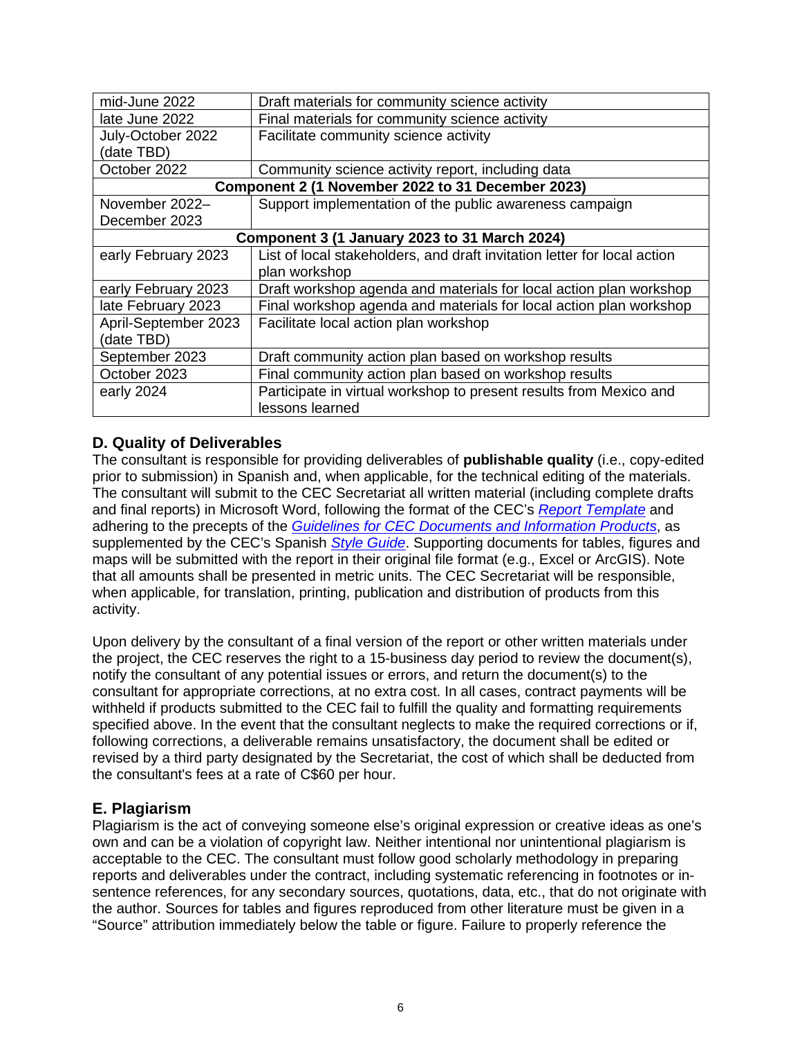| | |
|---|---|
| mid-June 2022 | Draft materials for community science activity |
| late June 2022 | Final materials for community science activity |
| July-October 2022 (date TBD) | Facilitate community science activity |
| October 2022 | Community science activity report, including data |
| **Component 2 (1 November 2022 to 31 December 2023)** | |
| November 2022–December 2023 | Support implementation of the public awareness campaign |
| **Component 3 (1 January 2023 to 31 March 2024)** | |
| early February 2023 | List of local stakeholders, and draft invitation letter for local action plan workshop |
| early February 2023 | Draft workshop agenda and materials for local action plan workshop |
| late February 2023 | Final workshop agenda and materials for local action plan workshop |
| April-September 2023 (date TBD) | Facilitate local action plan workshop |
| September 2023 | Draft community action plan based on workshop results |
| October 2023 | Final community action plan based on workshop results |
| early 2024 | Participate in virtual workshop to present results from Mexico and lessons learned |

## D. Quality of Deliverables

The consultant is responsible for providing deliverables of **publishable quality** (i.e., copy-edited prior to submission) in Spanish and, when applicable, for the technical editing of the materials. The consultant will submit to the CEC Secretariat all written material (including complete drafts and final reports) in Microsoft Word, following the format of the CEC's *Report Template* and adhering to the precepts of the *Guidelines for CEC Documents and Information Products*, as supplemented by the CEC's Spanish *Style Guide*. Supporting documents for tables, figures and maps will be submitted with the report in their original file format (e.g., Excel or ArcGIS). Note that all amounts shall be presented in metric units. The CEC Secretariat will be responsible, when applicable, for translation, printing, publication and distribution of products from this activity.

Upon delivery by the consultant of a final version of the report or other written materials under the project, the CEC reserves the right to a 15-business day period to review the document(s), notify the consultant of any potential issues or errors, and return the document(s) to the consultant for appropriate corrections, at no extra cost. In all cases, contract payments will be withheld if products submitted to the CEC fail to fulfill the quality and formatting requirements specified above. In the event that the consultant neglects to make the required corrections or if, following corrections, a deliverable remains unsatisfactory, the document shall be edited or revised by a third party designated by the Secretariat, the cost of which shall be deducted from the consultant's fees at a rate of C$60 per hour.

## E. Plagiarism

Plagiarism is the act of conveying someone else's original expression or creative ideas as one's own and can be a violation of copyright law. Neither intentional nor unintentional plagiarism is acceptable to the CEC. The consultant must follow good scholarly methodology in preparing reports and deliverables under the contract, including systematic referencing in footnotes or in-sentence references, for any secondary sources, quotations, data, etc., that do not originate with the author. Sources for tables and figures reproduced from other literature must be given in a "Source" attribution immediately below the table or figure. Failure to properly reference the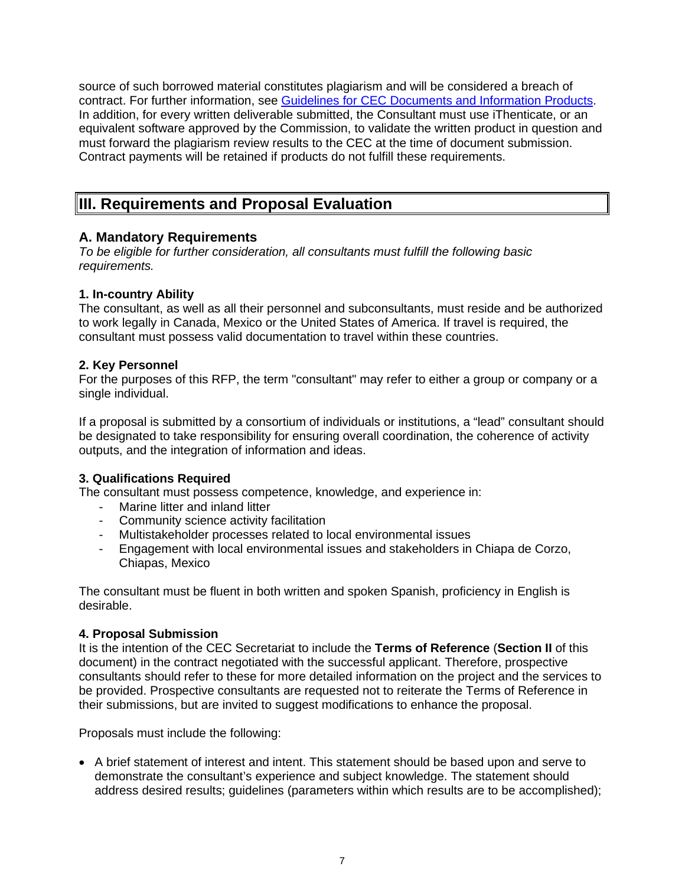source of such borrowed material constitutes plagiarism and will be considered a breach of contract. For further information, see [Guidelines for CEC Documents and Information Products](). In addition, for every written deliverable submitted, the Consultant must use iThenticate, or an equivalent software approved by the Commission, to validate the written product in question and must forward the plagiarism review results to the CEC at the time of document submission. Contract payments will be retained if products do not fulfill these requirements.

## III. Requirements and Proposal Evaluation

### A. Mandatory Requirements

*To be eligible for further consideration, all consultants must fulfill the following basic requirements.*

**1. In-country Ability**

The consultant, as well as all their personnel and subconsultants, must reside and be authorized to work legally in Canada, Mexico or the United States of America. If travel is required, the consultant must possess valid documentation to travel within these countries.

**2. Key Personnel**

For the purposes of this RFP, the term "consultant" may refer to either a group or company or a single individual.

If a proposal is submitted by a consortium of individuals or institutions, a "lead" consultant should be designated to take responsibility for ensuring overall coordination, the coherence of activity outputs, and the integration of information and ideas.

**3. Qualifications Required**

The consultant must possess competence, knowledge, and experience in:

- Marine litter and inland litter
- Community science activity facilitation
- Multistakeholder processes related to local environmental issues
- Engagement with local environmental issues and stakeholders in Chiapa de Corzo, Chiapas, Mexico

The consultant must be fluent in both written and spoken Spanish, proficiency in English is desirable.

**4. Proposal Submission**

It is the intention of the CEC Secretariat to include the **Terms of Reference** (**Section II** of this document) in the contract negotiated with the successful applicant. Therefore, prospective consultants should refer to these for more detailed information on the project and the services to be provided. Prospective consultants are requested not to reiterate the Terms of Reference in their submissions, but are invited to suggest modifications to enhance the proposal.

Proposals must include the following:

- A brief statement of interest and intent. This statement should be based upon and serve to demonstrate the consultant's experience and subject knowledge. The statement should address desired results; guidelines (parameters within which results are to be accomplished);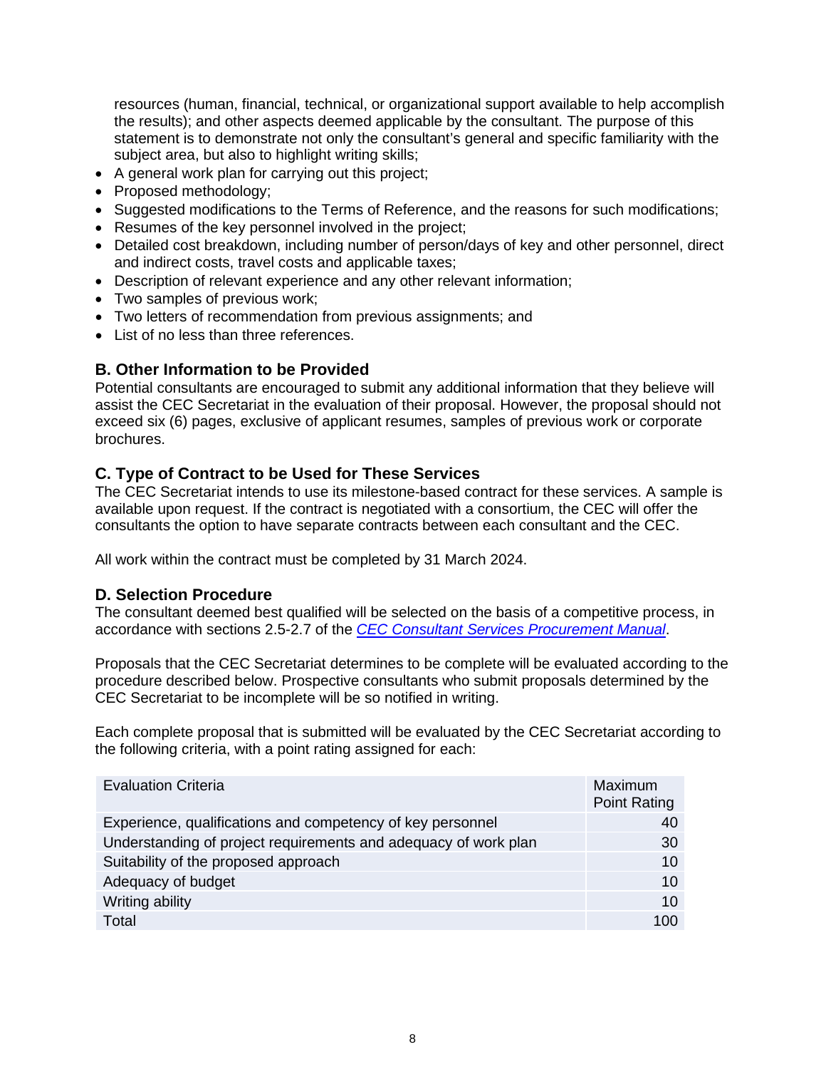resources (human, financial, technical, or organizational support available to help accomplish the results); and other aspects deemed applicable by the consultant. The purpose of this statement is to demonstrate not only the consultant's general and specific familiarity with the subject area, but also to highlight writing skills;

- A general work plan for carrying out this project;
- Proposed methodology;
- Suggested modifications to the Terms of Reference, and the reasons for such modifications;
- Resumes of the key personnel involved in the project;
- Detailed cost breakdown, including number of person/days of key and other personnel, direct and indirect costs, travel costs and applicable taxes;
- Description of relevant experience and any other relevant information;
- Two samples of previous work;
- Two letters of recommendation from previous assignments; and
- List of no less than three references.

### B. Other Information to be Provided

Potential consultants are encouraged to submit any additional information that they believe will assist the CEC Secretariat in the evaluation of their proposal. However, the proposal should not exceed six (6) pages, exclusive of applicant resumes, samples of previous work or corporate brochures.

### C. Type of Contract to be Used for These Services

The CEC Secretariat intends to use its milestone-based contract for these services. A sample is available upon request. If the contract is negotiated with a consortium, the CEC will offer the consultants the option to have separate contracts between each consultant and the CEC.

All work within the contract must be completed by 31 March 2024.

### D. Selection Procedure

The consultant deemed best qualified will be selected on the basis of a competitive process, in accordance with sections 2.5-2.7 of the *CEC Consultant Services Procurement Manual*.

Proposals that the CEC Secretariat determines to be complete will be evaluated according to the procedure described below. Prospective consultants who submit proposals determined by the CEC Secretariat to be incomplete will be so notified in writing.

Each complete proposal that is submitted will be evaluated by the CEC Secretariat according to the following criteria, with a point rating assigned for each:

| Evaluation Criteria | Maximum Point Rating |
|---|---:|
| Experience, qualifications and competency of key personnel | 40 |
| Understanding of project requirements and adequacy of work plan | 30 |
| Suitability of the proposed approach | 10 |
| Adequacy of budget | 10 |
| Writing ability | 10 |
| Total | 100 |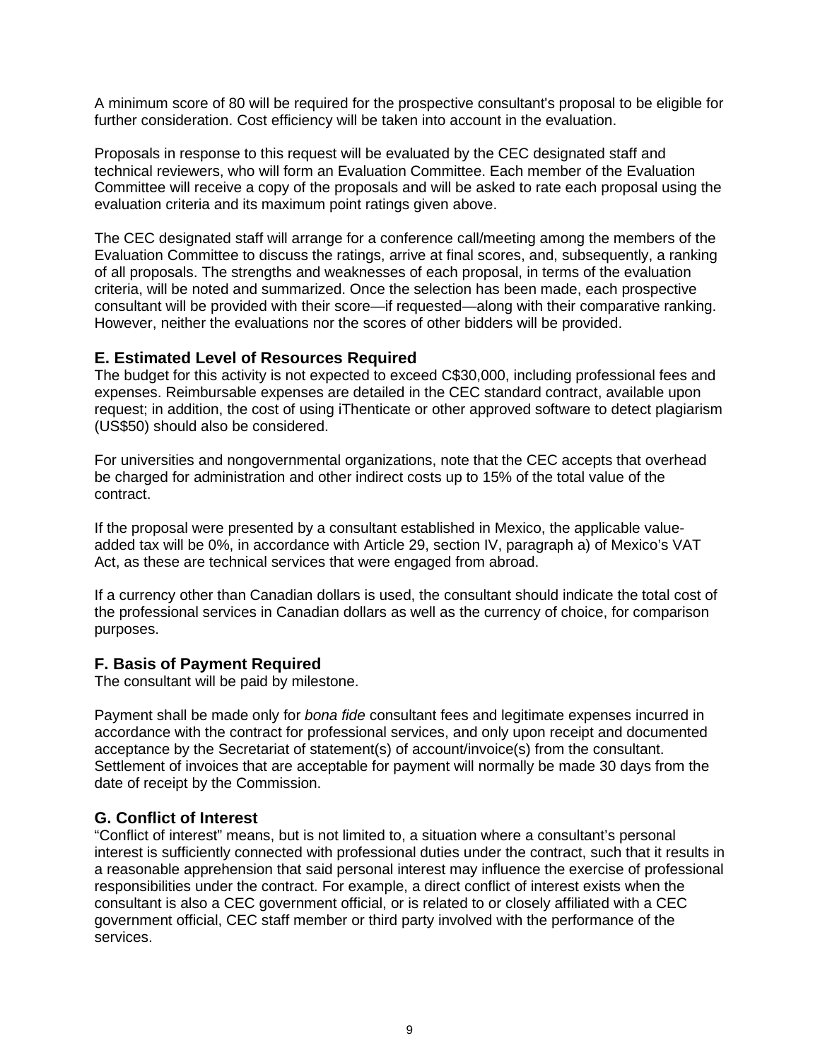A minimum score of 80 will be required for the prospective consultant's proposal to be eligible for further consideration. Cost efficiency will be taken into account in the evaluation.

Proposals in response to this request will be evaluated by the CEC designated staff and technical reviewers, who will form an Evaluation Committee. Each member of the Evaluation Committee will receive a copy of the proposals and will be asked to rate each proposal using the evaluation criteria and its maximum point ratings given above.

The CEC designated staff will arrange for a conference call/meeting among the members of the Evaluation Committee to discuss the ratings, arrive at final scores, and, subsequently, a ranking of all proposals. The strengths and weaknesses of each proposal, in terms of the evaluation criteria, will be noted and summarized. Once the selection has been made, each prospective consultant will be provided with their score—if requested—along with their comparative ranking. However, neither the evaluations nor the scores of other bidders will be provided.

## E. Estimated Level of Resources Required

The budget for this activity is not expected to exceed C$30,000, including professional fees and expenses. Reimbursable expenses are detailed in the CEC standard contract, available upon request; in addition, the cost of using iThenticate or other approved software to detect plagiarism (US$50) should also be considered.

For universities and nongovernmental organizations, note that the CEC accepts that overhead be charged for administration and other indirect costs up to 15% of the total value of the contract.

If the proposal were presented by a consultant established in Mexico, the applicable value-added tax will be 0%, in accordance with Article 29, section IV, paragraph a) of Mexico's VAT Act, as these are technical services that were engaged from abroad.

If a currency other than Canadian dollars is used, the consultant should indicate the total cost of the professional services in Canadian dollars as well as the currency of choice, for comparison purposes.

## F. Basis of Payment Required

The consultant will be paid by milestone.

Payment shall be made only for *bona fide* consultant fees and legitimate expenses incurred in accordance with the contract for professional services, and only upon receipt and documented acceptance by the Secretariat of statement(s) of account/invoice(s) from the consultant. Settlement of invoices that are acceptable for payment will normally be made 30 days from the date of receipt by the Commission.

## G. Conflict of Interest

"Conflict of interest" means, but is not limited to, a situation where a consultant's personal interest is sufficiently connected with professional duties under the contract, such that it results in a reasonable apprehension that said personal interest may influence the exercise of professional responsibilities under the contract. For example, a direct conflict of interest exists when the consultant is also a CEC government official, or is related to or closely affiliated with a CEC government official, CEC staff member or third party involved with the performance of the services.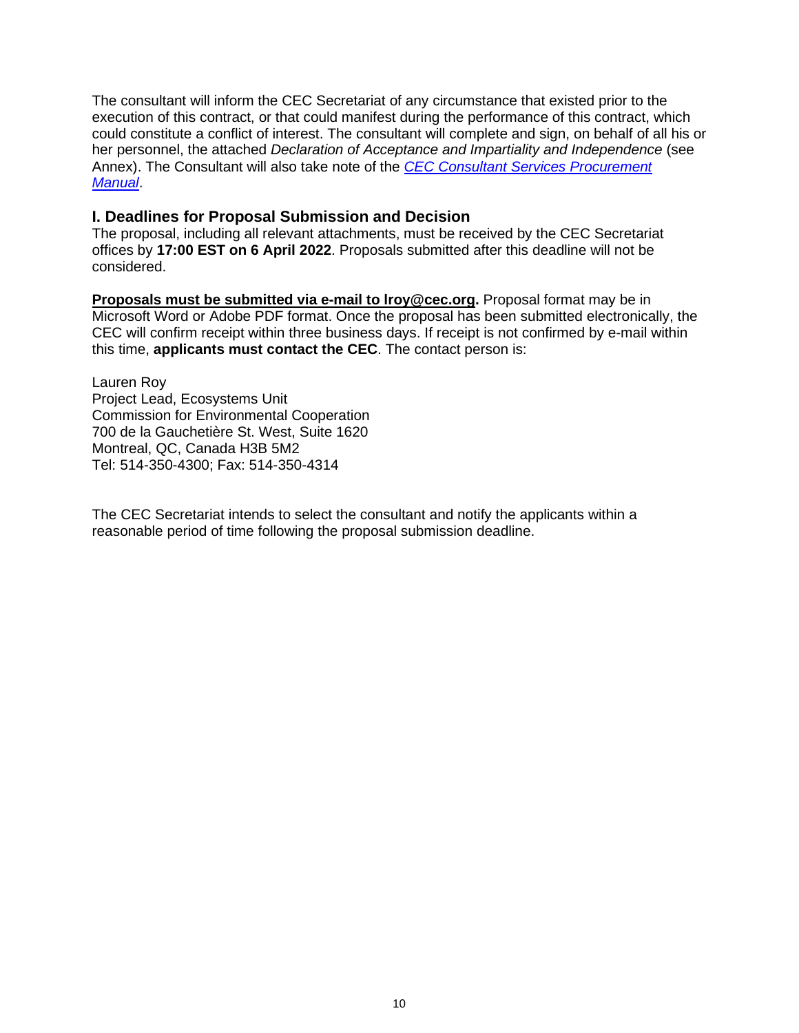The consultant will inform the CEC Secretariat of any circumstance that existed prior to the execution of this contract, or that could manifest during the performance of this contract, which could constitute a conflict of interest. The consultant will complete and sign, on behalf of all his or her personnel, the attached *Declaration of Acceptance and Impartiality and Independence* (see Annex). The Consultant will also take note of the *CEC Consultant Services Procurement Manual*.

## I. Deadlines for Proposal Submission and Decision

The proposal, including all relevant attachments, must be received by the CEC Secretariat offices by **17:00 EST on 6 April 2022**. Proposals submitted after this deadline will not be considered.

**Proposals must be submitted via e-mail to lroy@cec.org.** Proposal format may be in Microsoft Word or Adobe PDF format. Once the proposal has been submitted electronically, the CEC will confirm receipt within three business days. If receipt is not confirmed by e-mail within this time, **applicants must contact the CEC**. The contact person is:

Lauren Roy
Project Lead, Ecosystems Unit
Commission for Environmental Cooperation
700 de la Gauchetière St. West, Suite 1620
Montreal, QC, Canada H3B 5M2
Tel: 514-350-4300; Fax: 514-350-4314

The CEC Secretariat intends to select the consultant and notify the applicants within a reasonable period of time following the proposal submission deadline.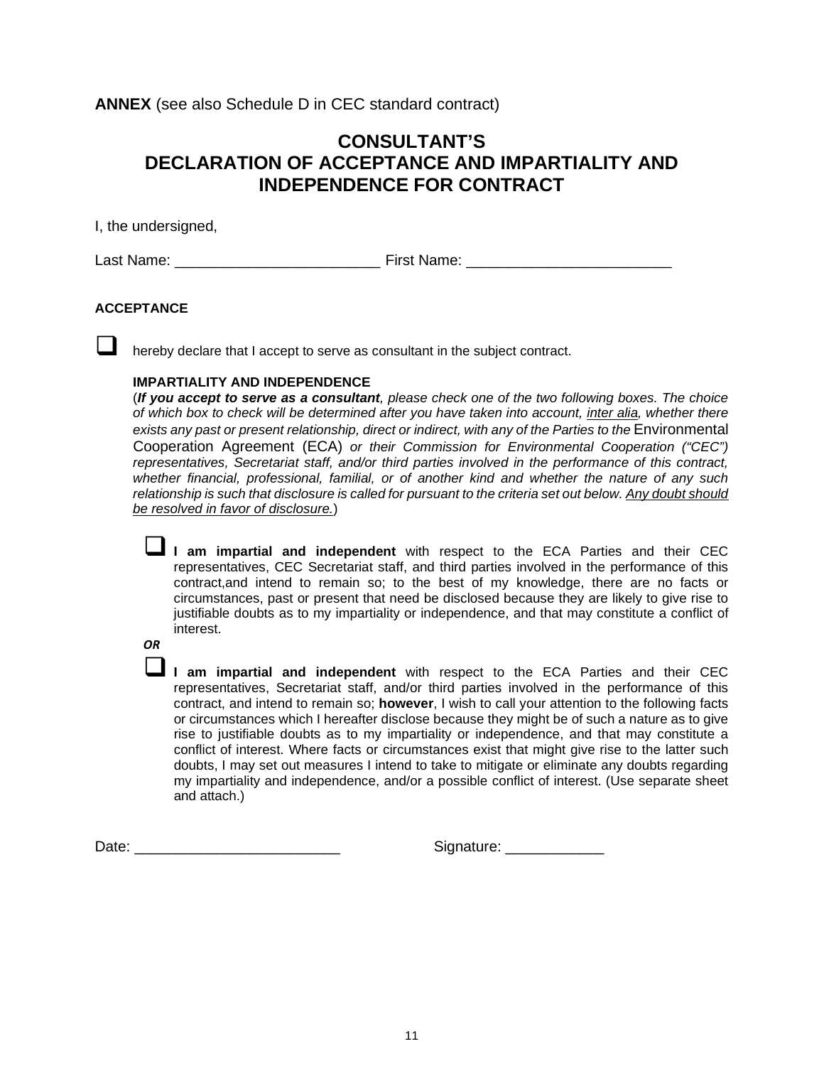**ANNEX** (see also Schedule D in CEC standard contract)

# CONSULTANT'S DECLARATION OF ACCEPTANCE AND IMPARTIALITY AND INDEPENDENCE FOR CONTRACT

I, the undersigned,

Last Name: _________________________ First Name: _________________________

**ACCEPTANCE**

☐ hereby declare that I accept to serve as consultant in the subject contract.

**IMPARTIALITY AND INDEPENDENCE**

(***If you accept to serve as a consultant***, *please check one of the two following boxes. The choice of which box to check will be determined after you have taken into account, inter alia, whether there exists any past or present relationship, direct or indirect, with any of the Parties to the* Environmental Cooperation Agreement (ECA) *or their Commission for Environmental Cooperation ("CEC") representatives, Secretariat staff, and/or third parties involved in the performance of this contract, whether financial, professional, familial, or of another kind and whether the nature of any such relationship is such that disclosure is called for pursuant to the criteria set out below. Any doubt should be resolved in favor of disclosure.*)

☐ **I am impartial and independent** with respect to the ECA Parties and their CEC representatives, CEC Secretariat staff, and third parties involved in the performance of this contract,and intend to remain so; to the best of my knowledge, there are no facts or circumstances, past or present that need be disclosed because they are likely to give rise to justifiable doubts as to my impartiality or independence, and that may constitute a conflict of interest.

***OR***

☐ **I am impartial and independent** with respect to the ECA Parties and their CEC representatives, Secretariat staff, and/or third parties involved in the performance of this contract, and intend to remain so; **however**, I wish to call your attention to the following facts or circumstances which I hereafter disclose because they might be of such a nature as to give rise to justifiable doubts as to my impartiality or independence, and that may constitute a conflict of interest. Where facts or circumstances exist that might give rise to the latter such doubts, I may set out measures I intend to take to mitigate or eliminate any doubts regarding my impartiality and independence, and/or a possible conflict of interest. (Use separate sheet and attach.)

Date: _________________________ Signature: ____________